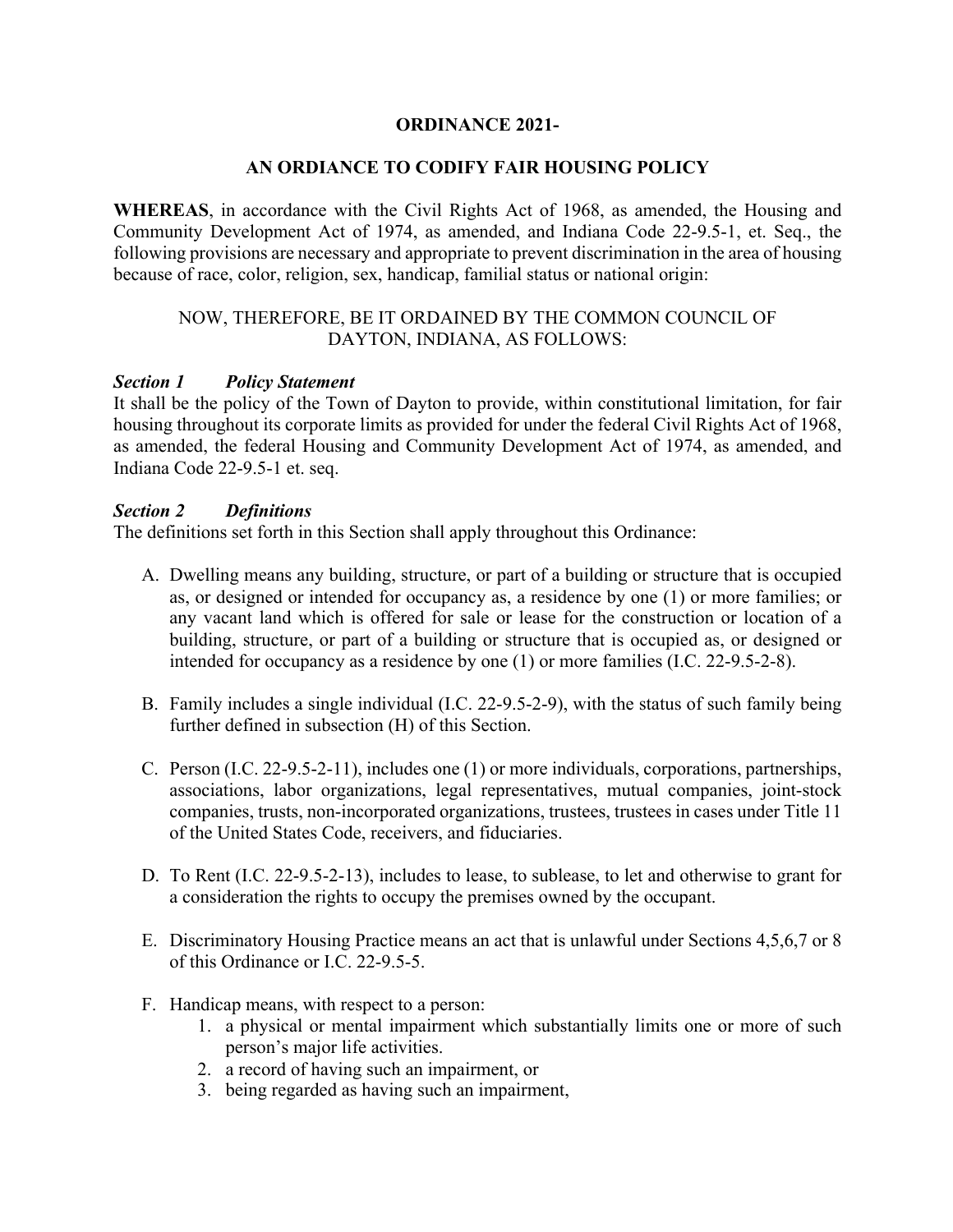**ORDINANCE 2021-**

**AN ORDIANCE TO CODIFY FAIR HOUSING POLICY**

**WHEREAS**, in accordance with the Civil Rights Act of 1968, as amended, the Housing and Community Development Act of 1974, as amended, and Indiana Code 22-9.5-1, et. Seq., the following provisions are necessary and appropriate to prevent discrimination in the area of housing because of race, color, religion, sex, handicap, familial status or national origin:

NOW, THEREFORE, BE IT ORDAINED BY THE COMMON COUNCIL OF DAYTON, INDIANA, AS FOLLOWS:

***Section 1 Policy Statement***

It shall be the policy of the Town of Dayton to provide, within constitutional limitation, for fair housing throughout its corporate limits as provided for under the federal Civil Rights Act of 1968, as amended, the federal Housing and Community Development Act of 1974, as amended, and Indiana Code 22-9.5-1 et. seq.

***Section 2 Definitions***

The definitions set forth in this Section shall apply throughout this Ordinance:

A. Dwelling means any building, structure, or part of a building or structure that is occupied as, or designed or intended for occupancy as, a residence by one (1) or more families; or any vacant land which is offered for sale or lease for the construction or location of a building, structure, or part of a building or structure that is occupied as, or designed or intended for occupancy as a residence by one (1) or more families (I.C. 22-9.5-2-8).

B. Family includes a single individual (I.C. 22-9.5-2-9), with the status of such family being further defined in subsection (H) of this Section.

C. Person (I.C. 22-9.5-2-11), includes one (1) or more individuals, corporations, partnerships, associations, labor organizations, legal representatives, mutual companies, joint-stock companies, trusts, non-incorporated organizations, trustees, trustees in cases under Title 11 of the United States Code, receivers, and fiduciaries.

D. To Rent (I.C. 22-9.5-2-13), includes to lease, to sublease, to let and otherwise to grant for a consideration the rights to occupy the premises owned by the occupant.

E. Discriminatory Housing Practice means an act that is unlawful under Sections 4,5,6,7 or 8 of this Ordinance or I.C. 22-9.5-5.

F. Handicap means, with respect to a person:
   1. a physical or mental impairment which substantially limits one or more of such person's major life activities.
   2. a record of having such an impairment, or
   3. being regarded as having such an impairment,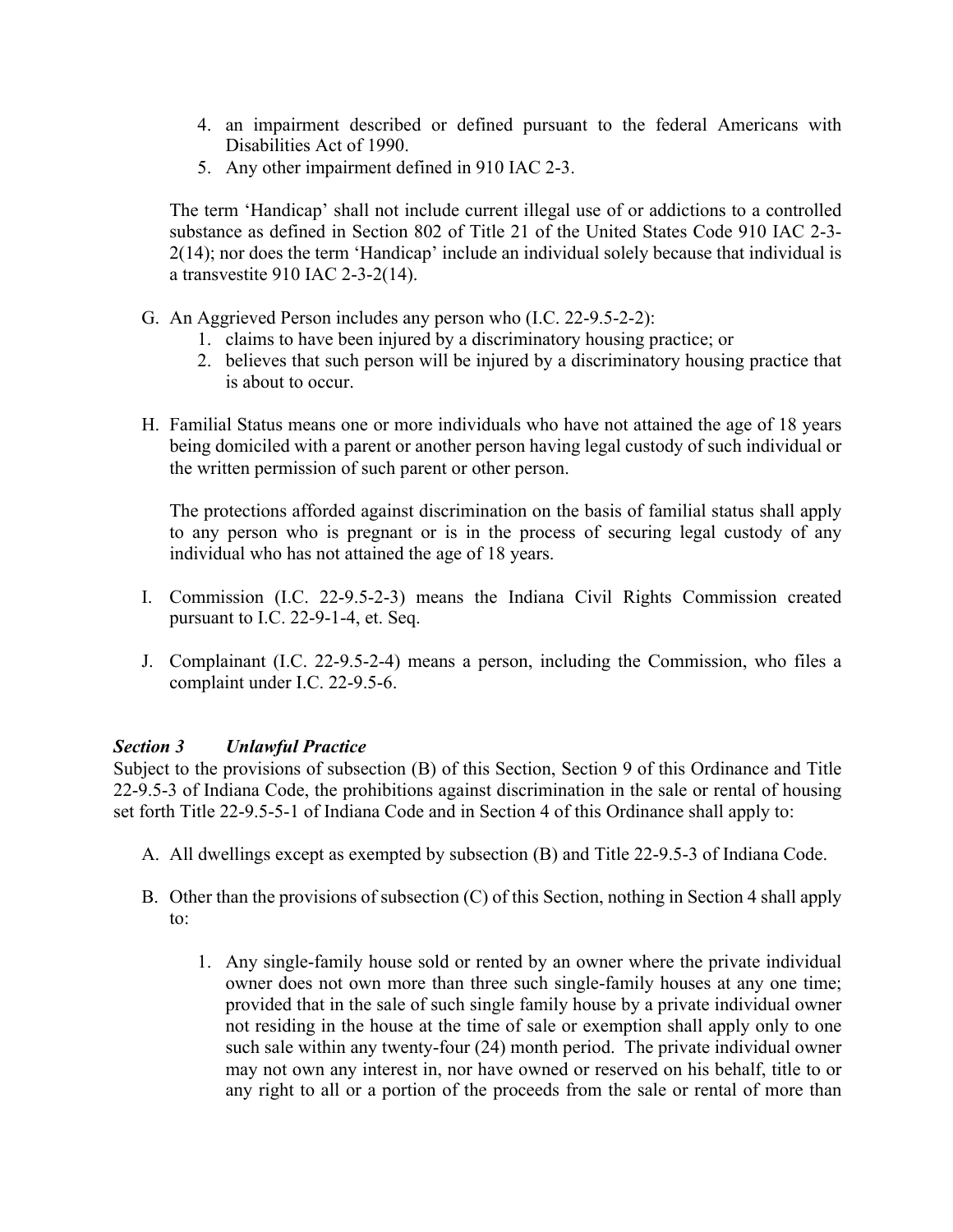4. an impairment described or defined pursuant to the federal Americans with Disabilities Act of 1990.
5. Any other impairment defined in 910 IAC 2-3.

The term 'Handicap' shall not include current illegal use of or addictions to a controlled substance as defined in Section 802 of Title 21 of the United States Code 910 IAC 2-3-2(14); nor does the term 'Handicap' include an individual solely because that individual is a transvestite 910 IAC 2-3-2(14).

G. An Aggrieved Person includes any person who (I.C. 22-9.5-2-2):
   1. claims to have been injured by a discriminatory housing practice; or
   2. believes that such person will be injured by a discriminatory housing practice that is about to occur.

H. Familial Status means one or more individuals who have not attained the age of 18 years being domiciled with a parent or another person having legal custody of such individual or the written permission of such parent or other person.

   The protections afforded against discrimination on the basis of familial status shall apply to any person who is pregnant or is in the process of securing legal custody of any individual who has not attained the age of 18 years.

I. Commission (I.C. 22-9.5-2-3) means the Indiana Civil Rights Commission created pursuant to I.C. 22-9-1-4, et. Seq.

J. Complainant (I.C. 22-9.5-2-4) means a person, including the Commission, who files a complaint under I.C. 22-9.5-6.

***Section 3 Unlawful Practice***

Subject to the provisions of subsection (B) of this Section, Section 9 of this Ordinance and Title 22-9.5-3 of Indiana Code, the prohibitions against discrimination in the sale or rental of housing set forth Title 22-9.5-5-1 of Indiana Code and in Section 4 of this Ordinance shall apply to:

A. All dwellings except as exempted by subsection (B) and Title 22-9.5-3 of Indiana Code.

B. Other than the provisions of subsection (C) of this Section, nothing in Section 4 shall apply to:

   1. Any single-family house sold or rented by an owner where the private individual owner does not own more than three such single-family houses at any one time; provided that in the sale of such single family house by a private individual owner not residing in the house at the time of sale or exemption shall apply only to one such sale within any twenty-four (24) month period. The private individual owner may not own any interest in, nor have owned or reserved on his behalf, title to or any right to all or a portion of the proceeds from the sale or rental of more than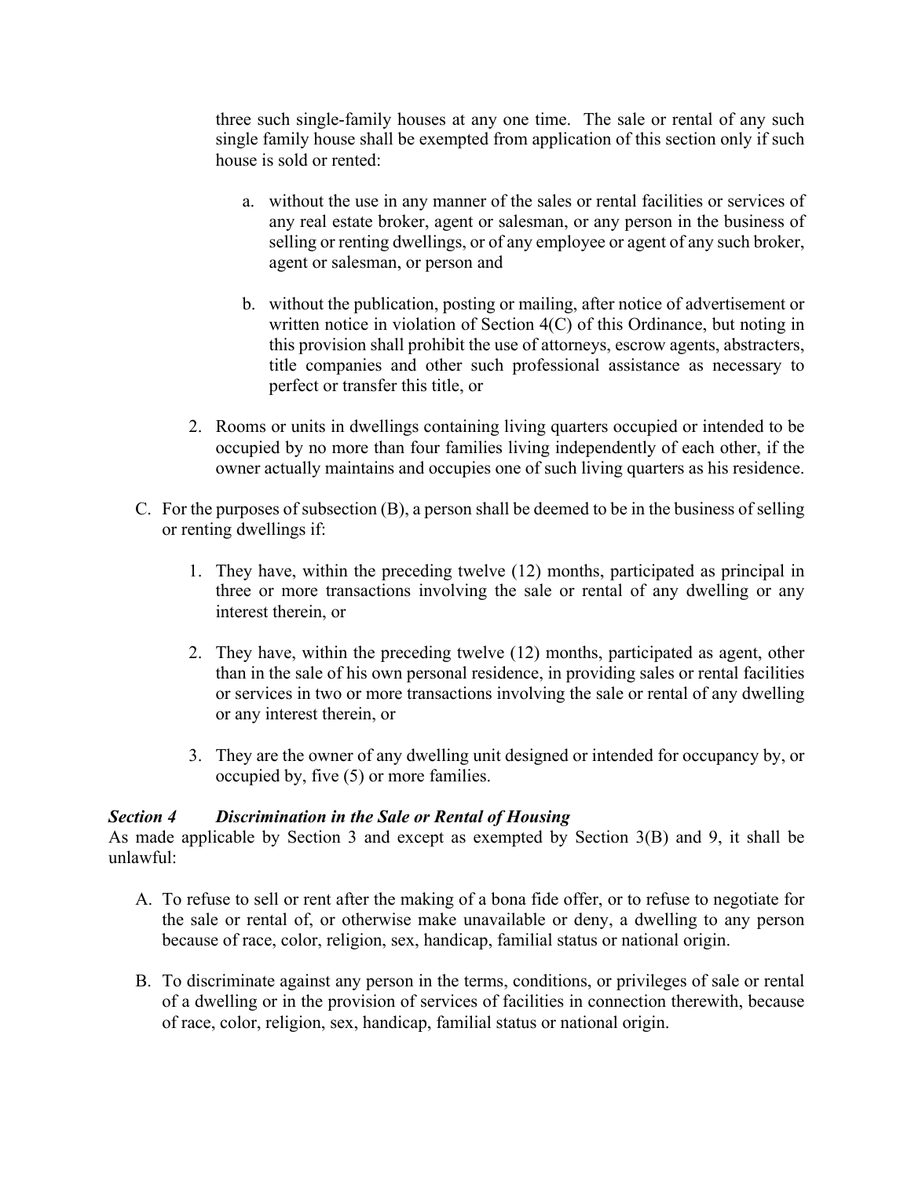three such single-family houses at any one time. The sale or rental of any such single family house shall be exempted from application of this section only if such house is sold or rented:

a. without the use in any manner of the sales or rental facilities or services of any real estate broker, agent or salesman, or any person in the business of selling or renting dwellings, or of any employee or agent of any such broker, agent or salesman, or person and

b. without the publication, posting or mailing, after notice of advertisement or written notice in violation of Section 4(C) of this Ordinance, but noting in this provision shall prohibit the use of attorneys, escrow agents, abstracters, title companies and other such professional assistance as necessary to perfect or transfer this title, or

2. Rooms or units in dwellings containing living quarters occupied or intended to be occupied by no more than four families living independently of each other, if the owner actually maintains and occupies one of such living quarters as his residence.

C. For the purposes of subsection (B), a person shall be deemed to be in the business of selling or renting dwellings if:

1. They have, within the preceding twelve (12) months, participated as principal in three or more transactions involving the sale or rental of any dwelling or any interest therein, or

2. They have, within the preceding twelve (12) months, participated as agent, other than in the sale of his own personal residence, in providing sales or rental facilities or services in two or more transactions involving the sale or rental of any dwelling or any interest therein, or

3. They are the owner of any dwelling unit designed or intended for occupancy by, or occupied by, five (5) or more families.

***Section 4 Discrimination in the Sale or Rental of Housing***

As made applicable by Section 3 and except as exempted by Section 3(B) and 9, it shall be unlawful:

A. To refuse to sell or rent after the making of a bona fide offer, or to refuse to negotiate for the sale or rental of, or otherwise make unavailable or deny, a dwelling to any person because of race, color, religion, sex, handicap, familial status or national origin.

B. To discriminate against any person in the terms, conditions, or privileges of sale or rental of a dwelling or in the provision of services of facilities in connection therewith, because of race, color, religion, sex, handicap, familial status or national origin.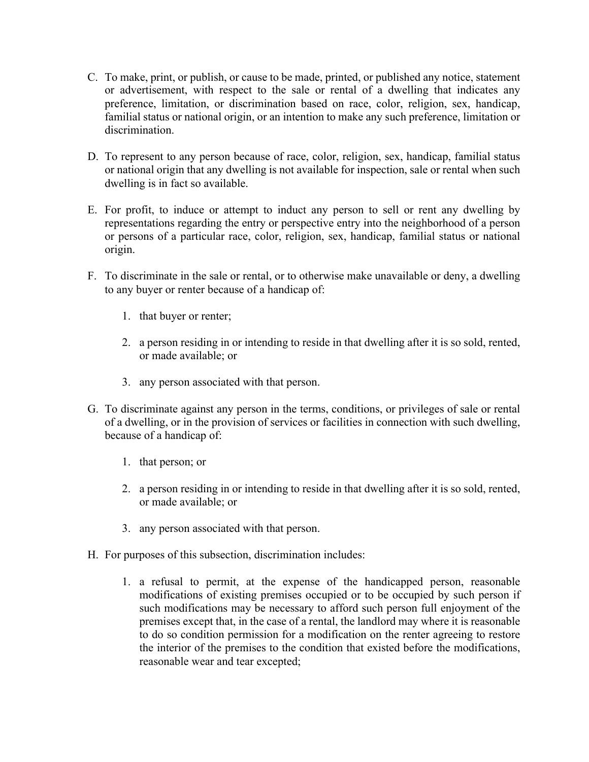C. To make, print, or publish, or cause to be made, printed, or published any notice, statement or advertisement, with respect to the sale or rental of a dwelling that indicates any preference, limitation, or discrimination based on race, color, religion, sex, handicap, familial status or national origin, or an intention to make any such preference, limitation or discrimination.

D. To represent to any person because of race, color, religion, sex, handicap, familial status or national origin that any dwelling is not available for inspection, sale or rental when such dwelling is in fact so available.

E. For profit, to induce or attempt to induct any person to sell or rent any dwelling by representations regarding the entry or perspective entry into the neighborhood of a person or persons of a particular race, color, religion, sex, handicap, familial status or national origin.

F. To discriminate in the sale or rental, or to otherwise make unavailable or deny, a dwelling to any buyer or renter because of a handicap of:

   1. that buyer or renter;

   2. a person residing in or intending to reside in that dwelling after it is so sold, rented, or made available; or

   3. any person associated with that person.

G. To discriminate against any person in the terms, conditions, or privileges of sale or rental of a dwelling, or in the provision of services or facilities in connection with such dwelling, because of a handicap of:

   1. that person; or

   2. a person residing in or intending to reside in that dwelling after it is so sold, rented, or made available; or

   3. any person associated with that person.

H. For purposes of this subsection, discrimination includes:

   1. a refusal to permit, at the expense of the handicapped person, reasonable modifications of existing premises occupied or to be occupied by such person if such modifications may be necessary to afford such person full enjoyment of the premises except that, in the case of a rental, the landlord may where it is reasonable to do so condition permission for a modification on the renter agreeing to restore the interior of the premises to the condition that existed before the modifications, reasonable wear and tear excepted;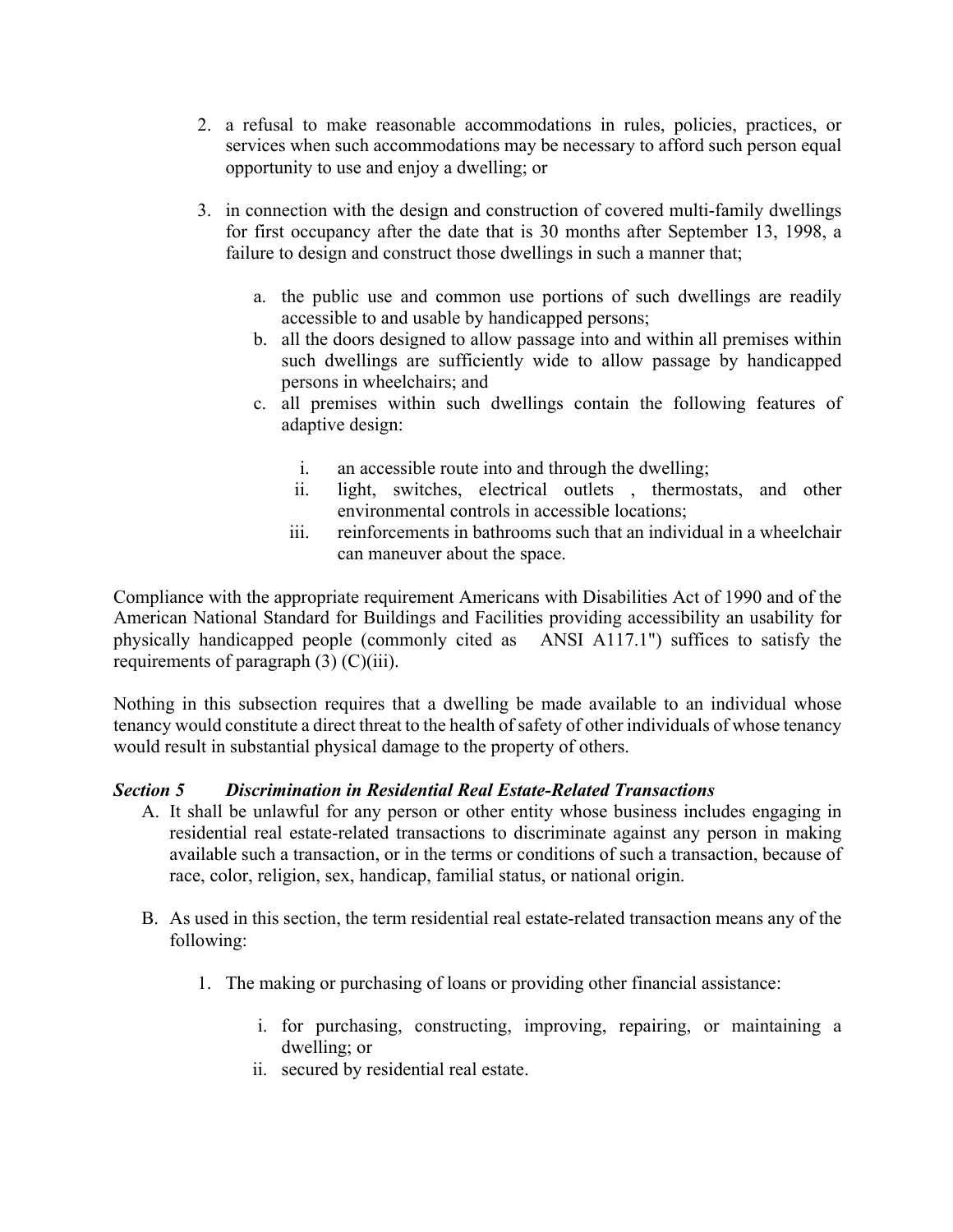2. a refusal to make reasonable accommodations in rules, policies, practices, or services when such accommodations may be necessary to afford such person equal opportunity to use and enjoy a dwelling; or

3. in connection with the design and construction of covered multi-family dwellings for first occupancy after the date that is 30 months after September 13, 1998, a failure to design and construct those dwellings in such a manner that;

    a. the public use and common use portions of such dwellings are readily accessible to and usable by handicapped persons;
    b. all the doors designed to allow passage into and within all premises within such dwellings are sufficiently wide to allow passage by handicapped persons in wheelchairs; and
    c. all premises within such dwellings contain the following features of adaptive design:

        i. an accessible route into and through the dwelling;
        ii. light, switches, electrical outlets , thermostats, and other environmental controls in accessible locations;
        iii. reinforcements in bathrooms such that an individual in a wheelchair can maneuver about the space.

Compliance with the appropriate requirement Americans with Disabilities Act of 1990 and of the American National Standard for Buildings and Facilities providing accessibility an usability for physically handicapped people (commonly cited as ANSI A117.1") suffices to satisfy the requirements of paragraph (3) (C)(iii).

Nothing in this subsection requires that a dwelling be made available to an individual whose tenancy would constitute a direct threat to the health of safety of other individuals of whose tenancy would result in substantial physical damage to the property of others.

***Section 5 Discrimination in Residential Real Estate-Related Transactions***

A. It shall be unlawful for any person or other entity whose business includes engaging in residential real estate-related transactions to discriminate against any person in making available such a transaction, or in the terms or conditions of such a transaction, because of race, color, religion, sex, handicap, familial status, or national origin.

B. As used in this section, the term residential real estate-related transaction means any of the following:

    1. The making or purchasing of loans or providing other financial assistance:

        i. for purchasing, constructing, improving, repairing, or maintaining a dwelling; or
        ii. secured by residential real estate.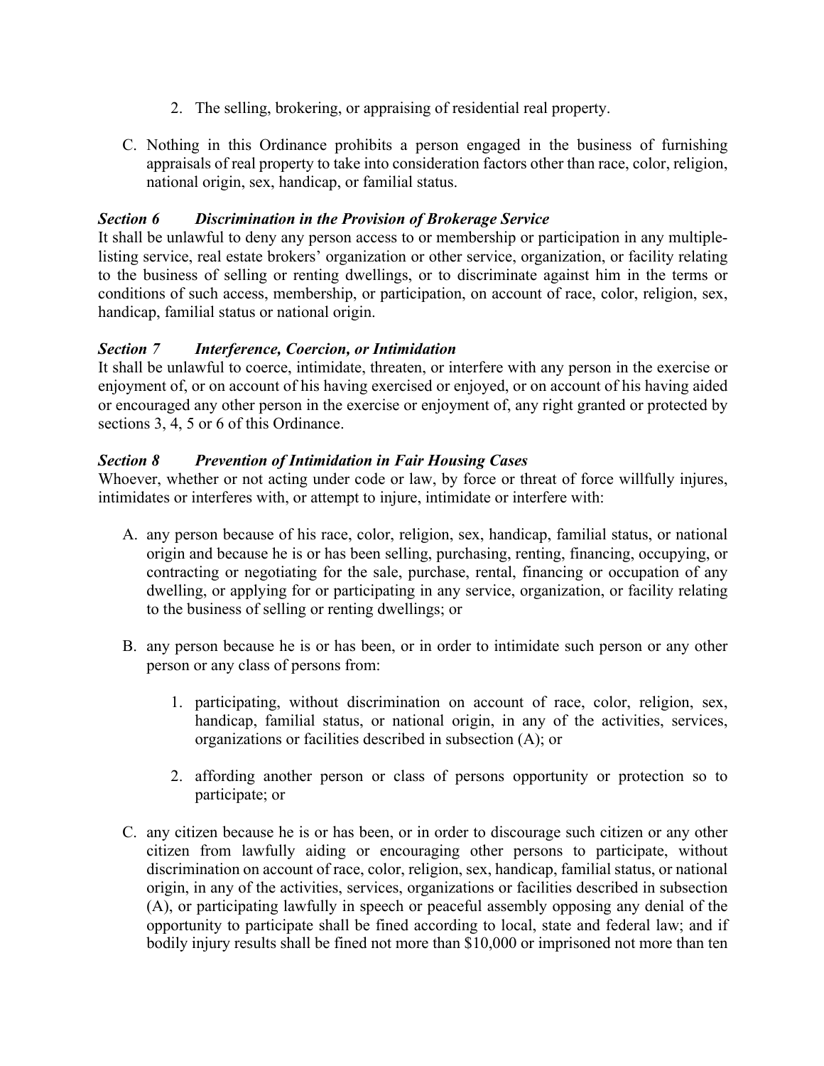2. The selling, brokering, or appraising of residential real property.

C. Nothing in this Ordinance prohibits a person engaged in the business of furnishing appraisals of real property to take into consideration factors other than race, color, religion, national origin, sex, handicap, or familial status.

***Section 6 Discrimination in the Provision of Brokerage Service***

It shall be unlawful to deny any person access to or membership or participation in any multiple-listing service, real estate brokers' organization or other service, organization, or facility relating to the business of selling or renting dwellings, or to discriminate against him in the terms or conditions of such access, membership, or participation, on account of race, color, religion, sex, handicap, familial status or national origin.

***Section 7 Interference, Coercion, or Intimidation***

It shall be unlawful to coerce, intimidate, threaten, or interfere with any person in the exercise or enjoyment of, or on account of his having exercised or enjoyed, or on account of his having aided or encouraged any other person in the exercise or enjoyment of, any right granted or protected by sections 3, 4, 5 or 6 of this Ordinance.

***Section 8 Prevention of Intimidation in Fair Housing Cases***

Whoever, whether or not acting under code or law, by force or threat of force willfully injures, intimidates or interferes with, or attempt to injure, intimidate or interfere with:

A. any person because of his race, color, religion, sex, handicap, familial status, or national origin and because he is or has been selling, purchasing, renting, financing, occupying, or contracting or negotiating for the sale, purchase, rental, financing or occupation of any dwelling, or applying for or participating in any service, organization, or facility relating to the business of selling or renting dwellings; or

B. any person because he is or has been, or in order to intimidate such person or any other person or any class of persons from:

   1. participating, without discrimination on account of race, color, religion, sex, handicap, familial status, or national origin, in any of the activities, services, organizations or facilities described in subsection (A); or

   2. affording another person or class of persons opportunity or protection so to participate; or

C. any citizen because he is or has been, or in order to discourage such citizen or any other citizen from lawfully aiding or encouraging other persons to participate, without discrimination on account of race, color, religion, sex, handicap, familial status, or national origin, in any of the activities, services, organizations or facilities described in subsection (A), or participating lawfully in speech or peaceful assembly opposing any denial of the opportunity to participate shall be fined according to local, state and federal law; and if bodily injury results shall be fined not more than $10,000 or imprisoned not more than ten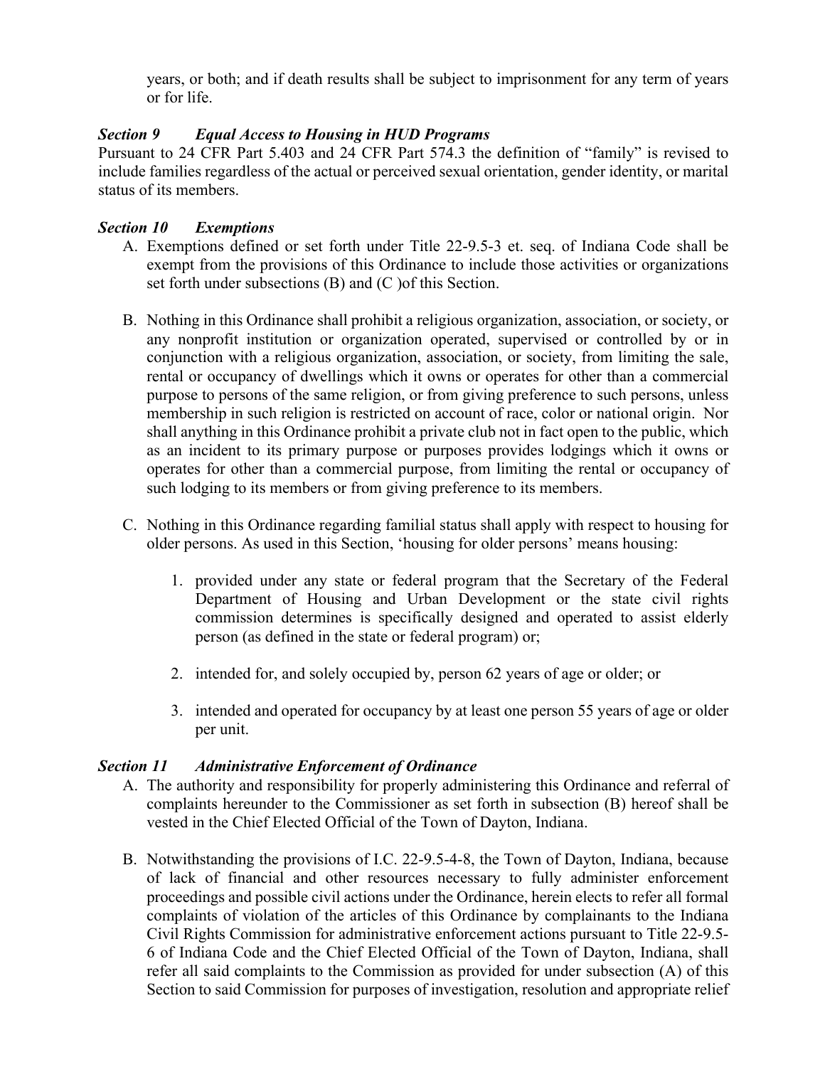years, or both; and if death results shall be subject to imprisonment for any term of years or for life.

### *Section 9 Equal Access to Housing in HUD Programs*

Pursuant to 24 CFR Part 5.403 and 24 CFR Part 574.3 the definition of "family" is revised to include families regardless of the actual or perceived sexual orientation, gender identity, or marital status of its members.

### *Section 10 Exemptions*

A. Exemptions defined or set forth under Title 22-9.5-3 et. seq. of Indiana Code shall be exempt from the provisions of this Ordinance to include those activities or organizations set forth under subsections (B) and (C )of this Section.

B. Nothing in this Ordinance shall prohibit a religious organization, association, or society, or any nonprofit institution or organization operated, supervised or controlled by or in conjunction with a religious organization, association, or society, from limiting the sale, rental or occupancy of dwellings which it owns or operates for other than a commercial purpose to persons of the same religion, or from giving preference to such persons, unless membership in such religion is restricted on account of race, color or national origin. Nor shall anything in this Ordinance prohibit a private club not in fact open to the public, which as an incident to its primary purpose or purposes provides lodgings which it owns or operates for other than a commercial purpose, from limiting the rental or occupancy of such lodging to its members or from giving preference to its members.

C. Nothing in this Ordinance regarding familial status shall apply with respect to housing for older persons. As used in this Section, 'housing for older persons' means housing:

   1. provided under any state or federal program that the Secretary of the Federal Department of Housing and Urban Development or the state civil rights commission determines is specifically designed and operated to assist elderly person (as defined in the state or federal program) or;

   2. intended for, and solely occupied by, person 62 years of age or older; or

   3. intended and operated for occupancy by at least one person 55 years of age or older per unit.

### *Section 11 Administrative Enforcement of Ordinance*

A. The authority and responsibility for properly administering this Ordinance and referral of complaints hereunder to the Commissioner as set forth in subsection (B) hereof shall be vested in the Chief Elected Official of the Town of Dayton, Indiana.

B. Notwithstanding the provisions of I.C. 22-9.5-4-8, the Town of Dayton, Indiana, because of lack of financial and other resources necessary to fully administer enforcement proceedings and possible civil actions under the Ordinance, herein elects to refer all formal complaints of violation of the articles of this Ordinance by complainants to the Indiana Civil Rights Commission for administrative enforcement actions pursuant to Title 22-9.5-6 of Indiana Code and the Chief Elected Official of the Town of Dayton, Indiana, shall refer all said complaints to the Commission as provided for under subsection (A) of this Section to said Commission for purposes of investigation, resolution and appropriate relief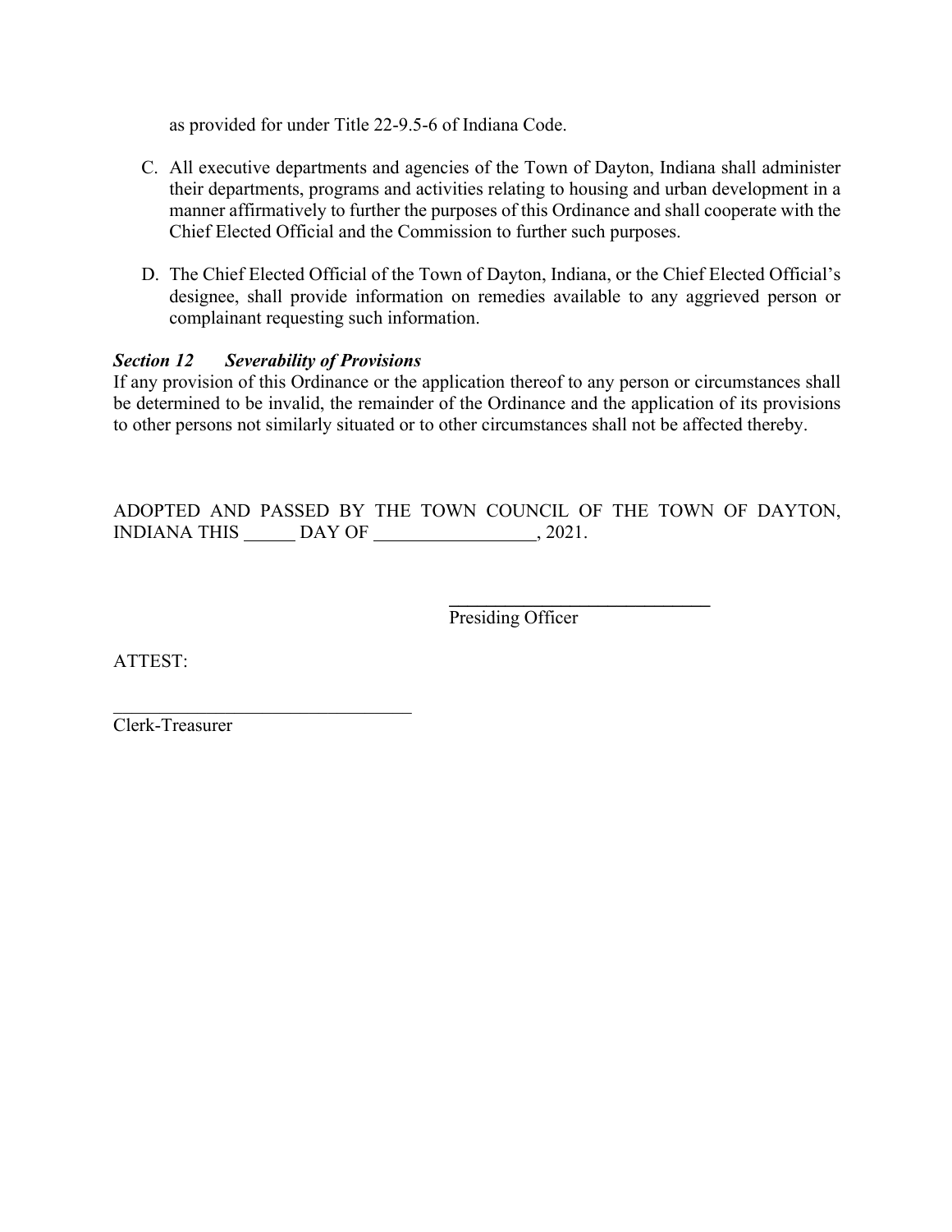as provided for under Title 22-9.5-6 of Indiana Code.

C. All executive departments and agencies of the Town of Dayton, Indiana shall administer their departments, programs and activities relating to housing and urban development in a manner affirmatively to further the purposes of this Ordinance and shall cooperate with the Chief Elected Official and the Commission to further such purposes.

D. The Chief Elected Official of the Town of Dayton, Indiana, or the Chief Elected Official's designee, shall provide information on remedies available to any aggrieved person or complainant requesting such information.

***Section 12 Severability of Provisions***

If any provision of this Ordinance or the application thereof to any person or circumstances shall be determined to be invalid, the remainder of the Ordinance and the application of its provisions to other persons not similarly situated or to other circumstances shall not be affected thereby.

ADOPTED AND PASSED BY THE TOWN COUNCIL OF THE TOWN OF DAYTON, INDIANA THIS ______ DAY OF __________________, 2021.

_____________________________
Presiding Officer

ATTEST:

_________________________________
Clerk-Treasurer